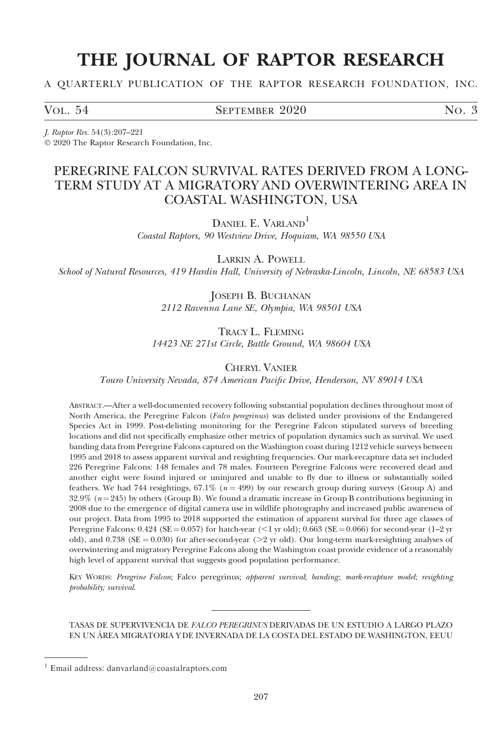# THE JOURNAL OF RAPTOR RESEARCH

A QUARTERLY PUBLICATION OF THE RAPTOR RESEARCH FOUNDATION, INC.

Vol. 54 — September 2020 — No. 3

*J. Raptor Res.* 54(3):207–221
© 2020 The Raptor Research Foundation, Inc.

## PEREGRINE FALCON SURVIVAL RATES DERIVED FROM A LONG-TERM STUDY AT A MIGRATORY AND OVERWINTERING AREA IN COASTAL WASHINGTON, USA

Daniel E. Varland[1]
*Coastal Raptors, 90 Westview Drive, Hoquiam, WA 98550 USA*

Larkin A. Powell
*School of Natural Resources, 419 Hardin Hall, University of Nebraska-Lincoln, Lincoln, NE 68583 USA*

Joseph B. Buchanan
*2112 Ravenna Lane SE, Olympia, WA 98501 USA*

Tracy L. Fleming
*14423 NE 271st Circle, Battle Ground, WA 98604 USA*

Cheryl Vanier
*Touro University Nevada, 874 American Pacific Drive, Henderson, NV 89014 USA*

Abstract.—After a well-documented recovery following substantial population declines throughout most of North America, the Peregrine Falcon (*Falco peregrinus*) was delisted under provisions of the Endangered Species Act in 1999. Post-delisting monitoring for the Peregrine Falcon stipulated surveys of breeding locations and did not specifically emphasize other metrics of population dynamics such as survival. We used banding data from Peregrine Falcons captured on the Washington coast during 1212 vehicle surveys between 1995 and 2018 to assess apparent survival and resighting frequencies. Our mark-recapture data set included 226 Peregrine Falcons: 148 females and 78 males. Fourteen Peregrine Falcons were recovered dead and another eight were found injured or uninjured and unable to fly due to illness or substantially soiled feathers. We had 744 resightings, 67.1% ($n = 499$) by our research group during surveys (Group A) and 32.9% ($n = 245$) by others (Group B). We found a dramatic increase in Group B contributions beginning in 2008 due to the emergence of digital camera use in wildlife photography and increased public awareness of our project. Data from 1995 to 2018 supported the estimation of apparent survival for three age classes of Peregrine Falcons: 0.424 (SE = 0.057) for hatch-year (<1 yr old); 0.663 (SE = 0.066) for second-year (1–2 yr old), and 0.738 (SE = 0.030) for after-second-year (>2 yr old). Our long-term mark-resighting analyses of overwintering and migratory Peregrine Falcons along the Washington coast provide evidence of a reasonably high level of apparent survival that suggests good population performance.

Key Words: *Peregrine Falcon*; Falco peregrinus; *apparent survival*; *banding*; *mark-recapture model*; *resighting probability; survival*.

TASAS DE SUPERVIVENCIA DE *FALCO PEREGRINUS* DERIVADAS DE UN ESTUDIO A LARGO PLAZO EN UN ÁREA MIGRATORIA Y DE INVERNADA DE LA COSTA DEL ESTADO DE WASHINGTON, EEUU

[1] Email address: danvarland@coastalraptors.com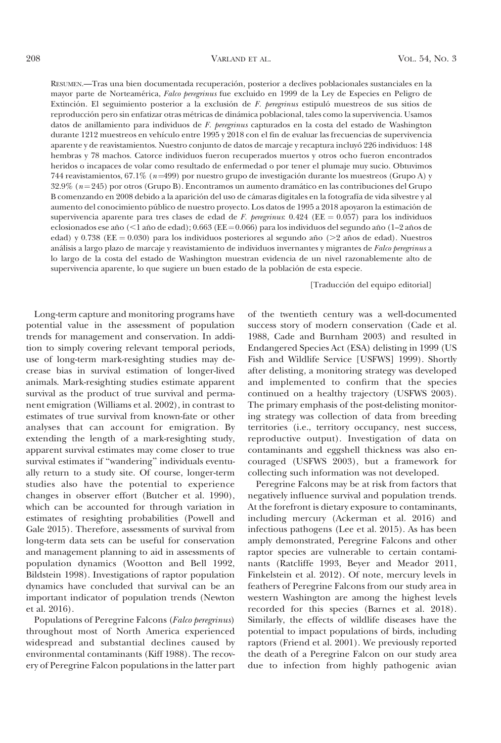RESUMEN.—Tras una bien documentada recuperación, posterior a declives poblacionales sustanciales en la mayor parte de Norteamérica, *Falco peregrinus* fue excluido en 1999 de la Ley de Especies en Peligro de Extinción. El seguimiento posterior a la exclusión de *F. peregrinus* estipuló muestreos de sus sitios de reproducción pero sin enfatizar otras métricas de dinámica poblacional, tales como la supervivencia. Usamos datos de anillamiento para individuos de *F. peregrinus* capturados en la costa del estado de Washington durante 1212 muestreos en vehículo entre 1995 y 2018 con el fin de evaluar las frecuencias de supervivencia aparente y de reavistamientos. Nuestro conjunto de datos de marcaje y recaptura incluyó 226 individuos: 148 hembras y 78 machos. Catorce individuos fueron recuperados muertos y otros ocho fueron encontrados heridos o incapaces de volar como resultado de enfermedad o por tener el plumaje muy sucio. Obtuvimos 744 reavistamientos, 67.1% ($n$=499) por nuestro grupo de investigación durante los muestreos (Grupo A) y 32.9% ($n$=245) por otros (Grupo B). Encontramos un aumento dramático en las contribuciones del Grupo B comenzando en 2008 debido a la aparición del uso de cámaras digitales en la fotografía de vida silvestre y al aumento del conocimiento público de nuestro proyecto. Los datos de 1995 a 2018 apoyaron la estimación de supervivencia aparente para tres clases de edad de *F. peregrinus*: 0.424 (EE = 0.057) para los individuos eclosionados ese año (<1 año de edad); 0.663 (EE=0.066) para los individuos del segundo año (1–2 años de edad) y 0.738 (EE = 0.030) para los individuos posteriores al segundo año (>2 años de edad). Nuestros análisis a largo plazo de marcaje y reavistamiento de individuos invernantes y migrantes de *Falco peregrinus* a lo largo de la costa del estado de Washington muestran evidencia de un nivel razonablemente alto de supervivencia aparente, lo que sugiere un buen estado de la población de esta especie.

[Traducción del equipo editorial]

Long-term capture and monitoring programs have potential value in the assessment of population trends for management and conservation. In addition to simply covering relevant temporal periods, use of long-term mark-resighting studies may decrease bias in survival estimation of longer-lived animals. Mark-resighting studies estimate apparent survival as the product of true survival and permanent emigration (Williams et al. 2002), in contrast to estimates of true survival from known-fate or other analyses that can account for emigration. By extending the length of a mark-resighting study, apparent survival estimates may come closer to true survival estimates if "wandering" individuals eventually return to a study site. Of course, longer-term studies also have the potential to experience changes in observer effort (Butcher et al. 1990), which can be accounted for through variation in estimates of resighting probabilities (Powell and Gale 2015). Therefore, assessments of survival from long-term data sets can be useful for conservation and management planning to aid in assessments of population dynamics (Wootton and Bell 1992, Bildstein 1998). Investigations of raptor population dynamics have concluded that survival can be an important indicator of population trends (Newton et al. 2016).

Populations of Peregrine Falcons (*Falco peregrinus*) throughout most of North America experienced widespread and substantial declines caused by environmental contaminants (Kiff 1988). The recovery of Peregrine Falcon populations in the latter part of the twentieth century was a well-documented success story of modern conservation (Cade et al. 1988, Cade and Burnham 2003) and resulted in Endangered Species Act (ESA) delisting in 1999 (US Fish and Wildlife Service [USFWS] 1999). Shortly after delisting, a monitoring strategy was developed and implemented to confirm that the species continued on a healthy trajectory (USFWS 2003). The primary emphasis of the post-delisting monitoring strategy was collection of data from breeding territories (i.e., territory occupancy, nest success, reproductive output). Investigation of data on contaminants and eggshell thickness was also encouraged (USFWS 2003), but a framework for collecting such information was not developed.

Peregrine Falcons may be at risk from factors that negatively influence survival and population trends. At the forefront is dietary exposure to contaminants, including mercury (Ackerman et al. 2016) and infectious pathogens (Lee et al. 2015). As has been amply demonstrated, Peregrine Falcons and other raptor species are vulnerable to certain contaminants (Ratcliffe 1993, Beyer and Meador 2011, Finkelstein et al. 2012). Of note, mercury levels in feathers of Peregrine Falcons from our study area in western Washington are among the highest levels recorded for this species (Barnes et al. 2018). Similarly, the effects of wildlife diseases have the potential to impact populations of birds, including raptors (Friend et al. 2001). We previously reported the death of a Peregrine Falcon on our study area due to infection from highly pathogenic avian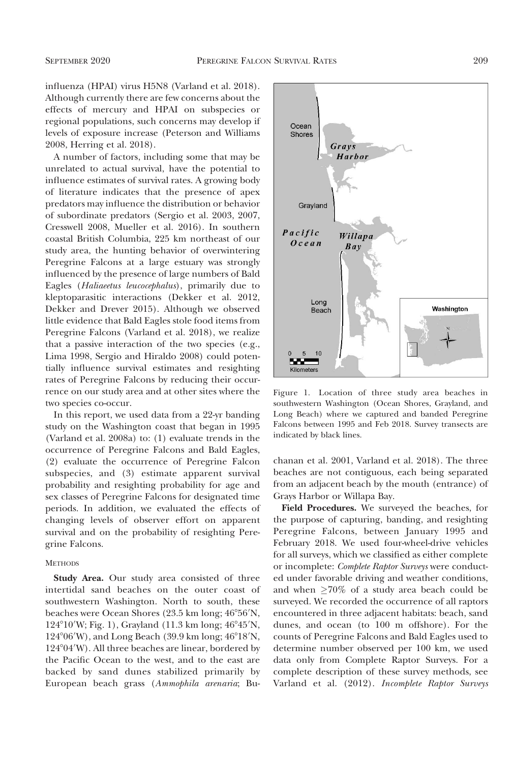influenza (HPAI) virus H5N8 (Varland et al. 2018). Although currently there are few concerns about the effects of mercury and HPAI on subspecies or regional populations, such concerns may develop if levels of exposure increase (Peterson and Williams 2008, Herring et al. 2018).

A number of factors, including some that may be unrelated to actual survival, have the potential to influence estimates of survival rates. A growing body of literature indicates that the presence of apex predators may influence the distribution or behavior of subordinate predators (Sergio et al. 2003, 2007, Cresswell 2008, Mueller et al. 2016). In southern coastal British Columbia, 225 km northeast of our study area, the hunting behavior of overwintering Peregrine Falcons at a large estuary was strongly influenced by the presence of large numbers of Bald Eagles (*Haliaeetus leucocephalus*), primarily due to kleptoparasitic interactions (Dekker et al. 2012, Dekker and Drever 2015). Although we observed little evidence that Bald Eagles stole food items from Peregrine Falcons (Varland et al. 2018), we realize that a passive interaction of the two species (e.g., Lima 1998, Sergio and Hiraldo 2008) could potentially influence survival estimates and resighting rates of Peregrine Falcons by reducing their occurrence on our study area and at other sites where the two species co-occur.

In this report, we used data from a 22-yr banding study on the Washington coast that began in 1995 (Varland et al. 2008a) to: (1) evaluate trends in the occurrence of Peregrine Falcons and Bald Eagles, (2) evaluate the occurrence of Peregrine Falcon subspecies, and (3) estimate apparent survival probability and resighting probability for age and sex classes of Peregrine Falcons for designated time periods. In addition, we evaluated the effects of changing levels of observer effort on apparent survival and on the probability of resighting Peregrine Falcons.

## Methods

**Study Area.** Our study area consisted of three intertidal sand beaches on the outer coast of southwestern Washington. North to south, these beaches were Ocean Shores (23.5 km long; 46°56′N, 124°10′W; Fig. 1), Grayland (11.3 km long; 46°45′N, 124°06′W), and Long Beach (39.9 km long; 46°18′N, 124°04′W). All three beaches are linear, bordered by the Pacific Ocean to the west, and to the east are backed by sand dunes stabilized primarily by European beach grass (*Ammophila arenaria*; Buchanan et al. 2001, Varland et al. 2018). The three beaches are not contiguous, each being separated from an adjacent beach by the mouth (entrance) of Grays Harbor or Willapa Bay.

Figure 1. Location of three study area beaches in southwestern Washington (Ocean Shores, Grayland, and Long Beach) where we captured and banded Peregrine Falcons between 1995 and Feb 2018. Survey transects are indicated by black lines.

**Field Procedures.** We surveyed the beaches, for the purpose of capturing, banding, and resighting Peregrine Falcons, between January 1995 and February 2018. We used four-wheel-drive vehicles for all surveys, which we classified as either complete or incomplete: *Complete Raptor Surveys* were conducted under favorable driving and weather conditions, and when ≥70% of a study area beach could be surveyed. We recorded the occurrence of all raptors encountered in three adjacent habitats: beach, sand dunes, and ocean (to 100 m offshore). For the counts of Peregrine Falcons and Bald Eagles used to determine number observed per 100 km, we used data only from Complete Raptor Surveys. For a complete description of these survey methods, see Varland et al. (2012). *Incomplete Raptor Surveys*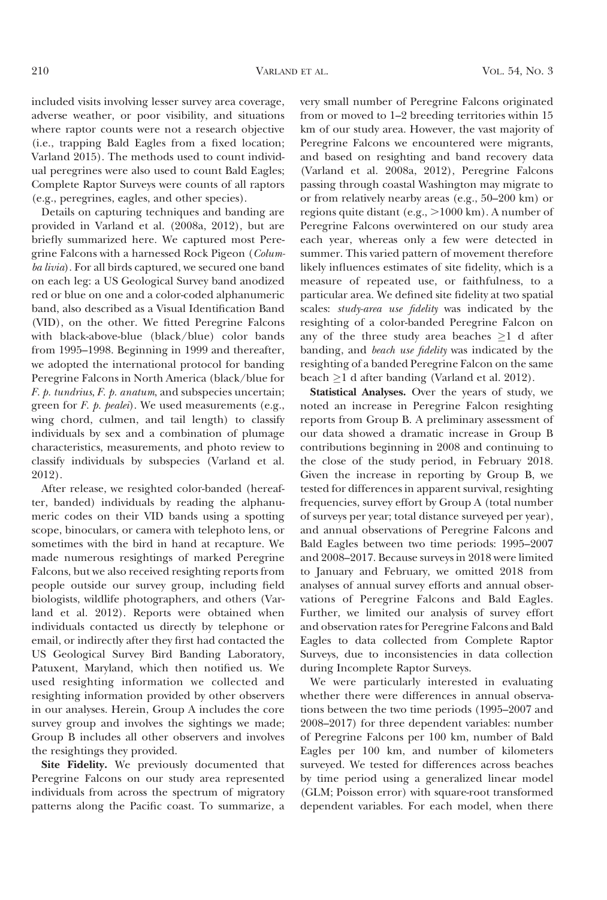included visits involving lesser survey area coverage, adverse weather, or poor visibility, and situations where raptor counts were not a research objective (i.e., trapping Bald Eagles from a fixed location; Varland 2015). The methods used to count individual peregrines were also used to count Bald Eagles; Complete Raptor Surveys were counts of all raptors (e.g., peregrines, eagles, and other species).

Details on capturing techniques and banding are provided in Varland et al. (2008a, 2012), but are briefly summarized here. We captured most Peregrine Falcons with a harnessed Rock Pigeon (*Columba livia*). For all birds captured, we secured one band on each leg: a US Geological Survey band anodized red or blue on one and a color-coded alphanumeric band, also described as a Visual Identification Band (VID), on the other. We fitted Peregrine Falcons with black-above-blue (black/blue) color bands from 1995–1998. Beginning in 1999 and thereafter, we adopted the international protocol for banding Peregrine Falcons in North America (black/blue for *F. p. tundrius*, *F. p. anatum*, and subspecies uncertain; green for *F. p. pealei*). We used measurements (e.g., wing chord, culmen, and tail length) to classify individuals by sex and a combination of plumage characteristics, measurements, and photo review to classify individuals by subspecies (Varland et al. 2012).

After release, we resighted color-banded (hereafter, banded) individuals by reading the alphanumeric codes on their VID bands using a spotting scope, binoculars, or camera with telephoto lens, or sometimes with the bird in hand at recapture. We made numerous resightings of marked Peregrine Falcons, but we also received resighting reports from people outside our survey group, including field biologists, wildlife photographers, and others (Varland et al. 2012). Reports were obtained when individuals contacted us directly by telephone or email, or indirectly after they first had contacted the US Geological Survey Bird Banding Laboratory, Patuxent, Maryland, which then notified us. We used resighting information we collected and resighting information provided by other observers in our analyses. Herein, Group A includes the core survey group and involves the sightings we made; Group B includes all other observers and involves the resightings they provided.

**Site Fidelity.** We previously documented that Peregrine Falcons on our study area represented individuals from across the spectrum of migratory patterns along the Pacific coast. To summarize, a very small number of Peregrine Falcons originated from or moved to 1–2 breeding territories within 15 km of our study area. However, the vast majority of Peregrine Falcons we encountered were migrants, and based on resighting and band recovery data (Varland et al. 2008a, 2012), Peregrine Falcons passing through coastal Washington may migrate to or from relatively nearby areas (e.g., 50–200 km) or regions quite distant (e.g., >1000 km). A number of Peregrine Falcons overwintered on our study area each year, whereas only a few were detected in summer. This varied pattern of movement therefore likely influences estimates of site fidelity, which is a measure of repeated use, or faithfulness, to a particular area. We defined site fidelity at two spatial scales: *study-area use fidelity* was indicated by the resighting of a color-banded Peregrine Falcon on any of the three study area beaches ≥1 d after banding, and *beach use fidelity* was indicated by the resighting of a banded Peregrine Falcon on the same beach ≥1 d after banding (Varland et al. 2012).

**Statistical Analyses.** Over the years of study, we noted an increase in Peregrine Falcon resighting reports from Group B. A preliminary assessment of our data showed a dramatic increase in Group B contributions beginning in 2008 and continuing to the close of the study period, in February 2018. Given the increase in reporting by Group B, we tested for differences in apparent survival, resighting frequencies, survey effort by Group A (total number of surveys per year; total distance surveyed per year), and annual observations of Peregrine Falcons and Bald Eagles between two time periods: 1995–2007 and 2008–2017. Because surveys in 2018 were limited to January and February, we omitted 2018 from analyses of annual survey efforts and annual observations of Peregrine Falcons and Bald Eagles. Further, we limited our analysis of survey effort and observation rates for Peregrine Falcons and Bald Eagles to data collected from Complete Raptor Surveys, due to inconsistencies in data collection during Incomplete Raptor Surveys.

We were particularly interested in evaluating whether there were differences in annual observations between the two time periods (1995–2007 and 2008–2017) for three dependent variables: number of Peregrine Falcons per 100 km, number of Bald Eagles per 100 km, and number of kilometers surveyed. We tested for differences across beaches by time period using a generalized linear model (GLM; Poisson error) with square-root transformed dependent variables. For each model, when there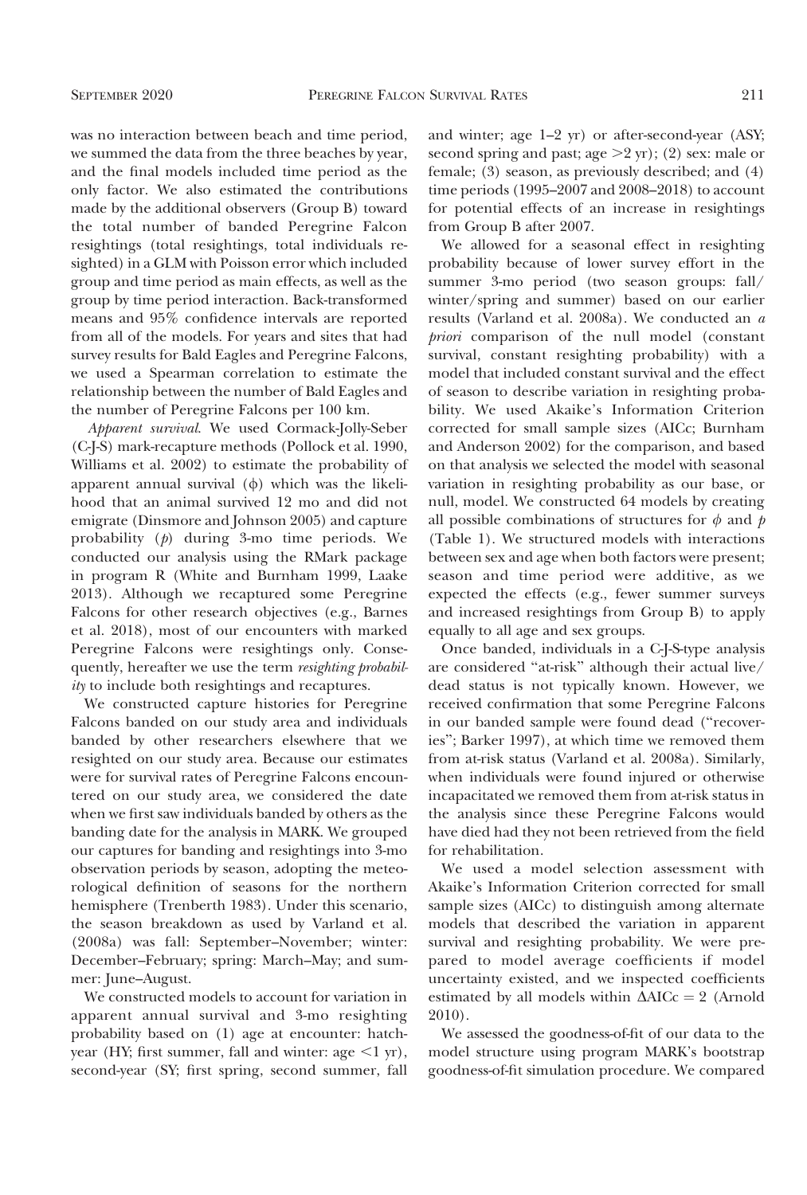was no interaction between beach and time period, we summed the data from the three beaches by year, and the final models included time period as the only factor. We also estimated the contributions made by the additional observers (Group B) toward the total number of banded Peregrine Falcon resightings (total resightings, total individuals resighted) in a GLM with Poisson error which included group and time period as main effects, as well as the group by time period interaction. Back-transformed means and 95% confidence intervals are reported from all of the models. For years and sites that had survey results for Bald Eagles and Peregrine Falcons, we used a Spearman correlation to estimate the relationship between the number of Bald Eagles and the number of Peregrine Falcons per 100 km.

*Apparent survival.* We used Cormack-Jolly-Seber (C-J-S) mark-recapture methods (Pollock et al. 1990, Williams et al. 2002) to estimate the probability of apparent annual survival ($\phi$) which was the likelihood that an animal survived 12 mo and did not emigrate (Dinsmore and Johnson 2005) and capture probability ($p$) during 3-mo time periods. We conducted our analysis using the RMark package in program R (White and Burnham 1999, Laake 2013). Although we recaptured some Peregrine Falcons for other research objectives (e.g., Barnes et al. 2018), most of our encounters with marked Peregrine Falcons were resightings only. Consequently, hereafter we use the term *resighting probability* to include both resightings and recaptures.

We constructed capture histories for Peregrine Falcons banded on our study area and individuals banded by other researchers elsewhere that we resighted on our study area. Because our estimates were for survival rates of Peregrine Falcons encountered on our study area, we considered the date when we first saw individuals banded by others as the banding date for the analysis in MARK. We grouped our captures for banding and resightings into 3-mo observation periods by season, adopting the meteorological definition of seasons for the northern hemisphere (Trenberth 1983). Under this scenario, the season breakdown as used by Varland et al. (2008a) was fall: September–November; winter: December–February; spring: March–May; and summer: June–August.

We constructed models to account for variation in apparent annual survival and 3-mo resighting probability based on (1) age at encounter: hatch-year (HY; first summer, fall and winter: age <1 yr), second-year (SY; first spring, second summer, fall and winter; age 1–2 yr) or after-second-year (ASY; second spring and past; age >2 yr); (2) sex: male or female; (3) season, as previously described; and (4) time periods (1995–2007 and 2008–2018) to account for potential effects of an increase in resightings from Group B after 2007.

We allowed for a seasonal effect in resighting probability because of lower survey effort in the summer 3-mo period (two season groups: fall/winter/spring and summer) based on our earlier results (Varland et al. 2008a). We conducted an *a priori* comparison of the null model (constant survival, constant resighting probability) with a model that included constant survival and the effect of season to describe variation in resighting probability. We used Akaike's Information Criterion corrected for small sample sizes (AICc; Burnham and Anderson 2002) for the comparison, and based on that analysis we selected the model with seasonal variation in resighting probability as our base, or null, model. We constructed 64 models by creating all possible combinations of structures for $\phi$ and $p$ (Table 1). We structured models with interactions between sex and age when both factors were present; season and time period were additive, as we expected the effects (e.g., fewer summer surveys and increased resightings from Group B) to apply equally to all age and sex groups.

Once banded, individuals in a C-J-S-type analysis are considered "at-risk" although their actual live/dead status is not typically known. However, we received confirmation that some Peregrine Falcons in our banded sample were found dead ("recoveries"; Barker 1997), at which time we removed them from at-risk status (Varland et al. 2008a). Similarly, when individuals were found injured or otherwise incapacitated we removed them from at-risk status in the analysis since these Peregrine Falcons would have died had they not been retrieved from the field for rehabilitation.

We used a model selection assessment with Akaike's Information Criterion corrected for small sample sizes (AICc) to distinguish among alternate models that described the variation in apparent survival and resighting probability. We were prepared to model average coefficients if model uncertainty existed, and we inspected coefficients estimated by all models within $\Delta$AICc = 2 (Arnold 2010).

We assessed the goodness-of-fit of our data to the model structure using program MARK's bootstrap goodness-of-fit simulation procedure. We compared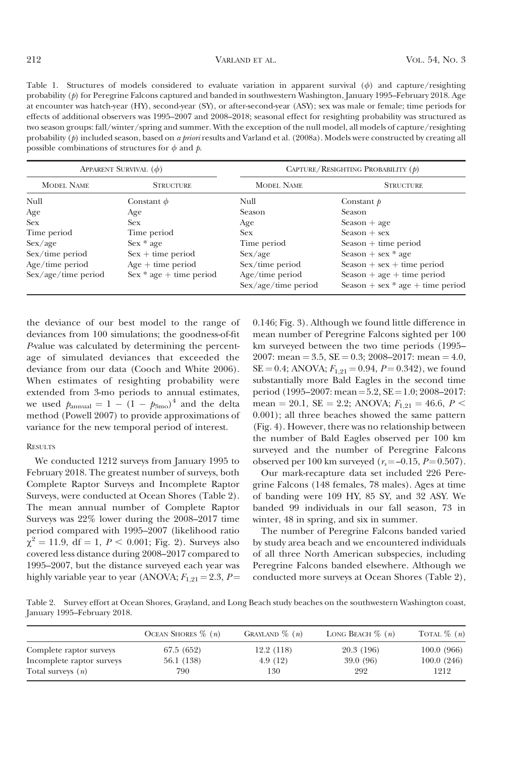Table 1. Structures of models considered to evaluate variation in apparent survival ($\phi$) and capture/resighting probability ($p$) for Peregrine Falcons captured and banded in southwestern Washington, January 1995–February 2018. Age at encounter was hatch-year (HY), second-year (SY), or after-second-year (ASY); sex was male or female; time periods for effects of additional observers was 1995–2007 and 2008–2018; seasonal effect for resighting probability was structured as two season groups: fall/winter/spring and summer. With the exception of the null model, all models of capture/resighting probability ($p$) included season, based on *a priori* results and Varland et al. (2008a). Models were constructed by creating all possible combinations of structures for $\phi$ and $p$.

| Apparent Survival ($\phi$) | | Capture/Resighting Probability ($p$) | |
|---|---|---|---|
| Model Name | Structure | Model Name | Structure |
| Null | Constant $\phi$ | Null | Constant $p$ |
| Age | Age | Season | Season |
| Sex | Sex | Age | Season + age |
| Time period | Time period | Sex | Season + sex |
| Sex/age | Sex * age | Time period | Season + time period |
| Sex/time period | Sex + time period | Sex/age | Season + sex * age |
| Age/time period | Age + time period | Sex/time period | Season + sex + time period |
| Sex/age/time period | Sex * age + time period | Age/time period | Season + age + time period |
| | | Sex/age/time period | Season + sex * age + time period |

the deviance of our best model to the range of deviances from 100 simulations; the goodness-of-fit *P*-value was calculated by determining the percentage of simulated deviances that exceeded the deviance from our data (Cooch and White 2006). When estimates of resighting probability were extended from 3-mo periods to annual estimates, we used $p_{\text{annual}} = 1 - (1 - p_{3\text{mo}})^4$ and the delta method (Powell 2007) to provide approximations of variance for the new temporal period of interest.

## Results

We conducted 1212 surveys from January 1995 to February 2018. The greatest number of surveys, both Complete Raptor Surveys and Incomplete Raptor Surveys, were conducted at Ocean Shores (Table 2). The mean annual number of Complete Raptor Surveys was 22% lower during the 2008–2017 time period compared with 1995–2007 (likelihood ratio $\chi^2 = 11.9$, df = 1, $P < 0.001$; Fig. 2). Surveys also covered less distance during 2008–2017 compared to 1995–2007, but the distance surveyed each year was highly variable year to year (ANOVA; $F_{1,21} = 2.3$, $P = 0.146$; Fig. 3). Although we found little difference in mean number of Peregrine Falcons sighted per 100 km surveyed between the two time periods (1995–2007: mean = 3.5, SE = 0.3; 2008–2017: mean = 4.0, SE = 0.4; ANOVA; $F_{1,21} = 0.94$, $P = 0.342$), we found substantially more Bald Eagles in the second time period (1995–2007: mean = 5.2, SE = 1.0; 2008–2017: mean = 20.1, SE = 2.2; ANOVA; $F_{1,21} = 46.6$, $P < 0.001$); all three beaches showed the same pattern (Fig. 4). However, there was no relationship between the number of Bald Eagles observed per 100 km surveyed and the number of Peregrine Falcons observed per 100 km surveyed ($r_s = -0.15$, $P = 0.507$).

Our mark-recapture data set included 226 Peregrine Falcons (148 females, 78 males). Ages at time of banding were 109 HY, 85 SY, and 32 ASY. We banded 99 individuals in our fall season, 73 in winter, 48 in spring, and six in summer.

The number of Peregrine Falcons banded varied by study area beach and we encountered individuals of all three North American subspecies, including Peregrine Falcons banded elsewhere. Although we conducted more surveys at Ocean Shores (Table 2),

Table 2. Survey effort at Ocean Shores, Grayland, and Long Beach study beaches on the southwestern Washington coast, January 1995–February 2018.

| | Ocean Shores % ($n$) | Grayland % ($n$) | Long Beach % ($n$) | Total % ($n$) |
|---|---|---|---|---|
| Complete raptor surveys | 67.5 (652) | 12.2 (118) | 20.3 (196) | 100.0 (966) |
| Incomplete raptor surveys | 56.1 (138) | 4.9 (12) | 39.0 (96) | 100.0 (246) |
| Total surveys ($n$) | 790 | 130 | 292 | 1212 |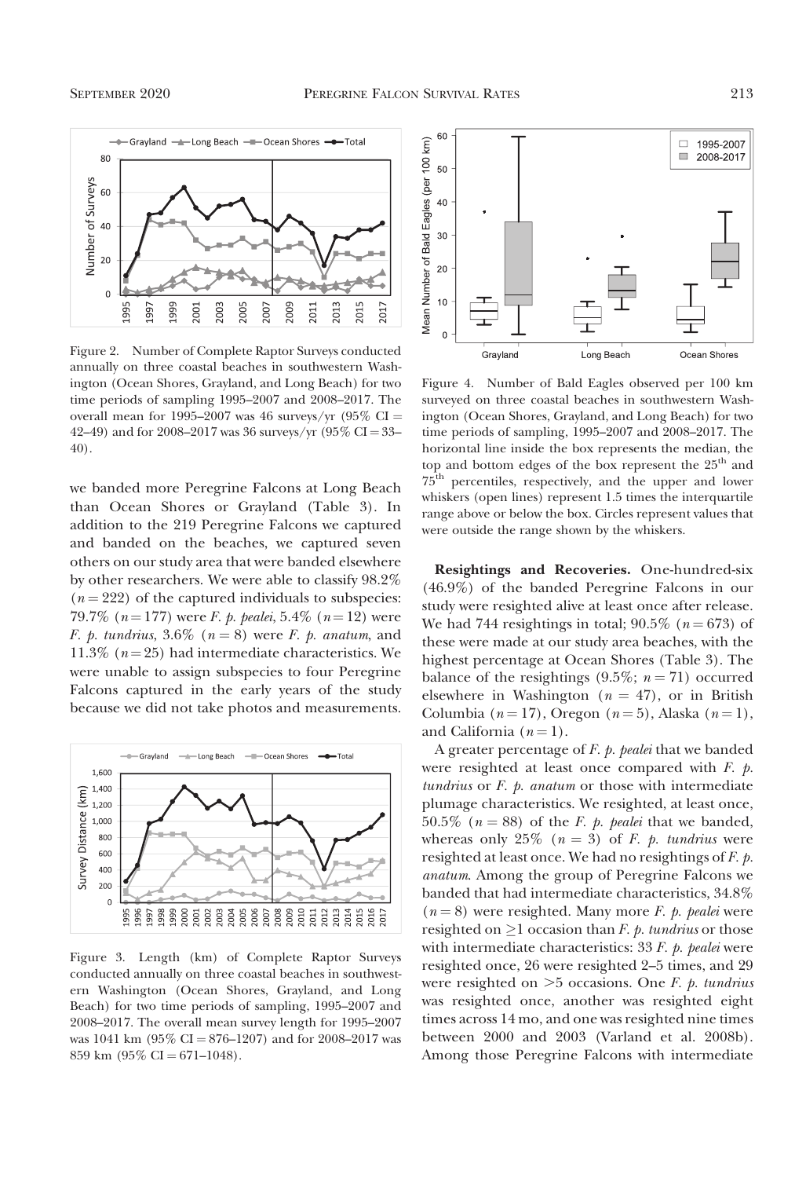Figure 2. Number of Complete Raptor Surveys conducted annually on three coastal beaches in southwestern Washington (Ocean Shores, Grayland, and Long Beach) for two time periods of sampling 1995–2007 and 2008–2017. The overall mean for 1995–2007 was 46 surveys/yr (95% CI = 42–49) and for 2008–2017 was 36 surveys/yr (95% CI = 33–40).

we banded more Peregrine Falcons at Long Beach than Ocean Shores or Grayland (Table 3). In addition to the 219 Peregrine Falcons we captured and banded on the beaches, we captured seven others on our study area that were banded elsewhere by other researchers. We were able to classify 98.2% ($n = 222$) of the captured individuals to subspecies: 79.7% ($n = 177$) were *F. p. pealei*, 5.4% ($n = 12$) were *F. p. tundrius*, 3.6% ($n = 8$) were *F. p. anatum*, and 11.3% ($n = 25$) had intermediate characteristics. We were unable to assign subspecies to four Peregrine Falcons captured in the early years of the study because we did not take photos and measurements.

Figure 3. Length (km) of Complete Raptor Surveys conducted annually on three coastal beaches in southwestern Washington (Ocean Shores, Grayland, and Long Beach) for two time periods of sampling, 1995–2007 and 2008–2017. The overall mean survey length for 1995–2007 was 1041 km (95% CI = 876–1207) and for 2008–2017 was 859 km (95% CI = 671–1048).

Figure 4. Number of Bald Eagles observed per 100 km surveyed on three coastal beaches in southwestern Washington (Ocean Shores, Grayland, and Long Beach) for two time periods of sampling, 1995–2007 and 2008–2017. The horizontal line inside the box represents the median, the top and bottom edges of the box represent the 25th and 75th percentiles, respectively, and the upper and lower whiskers (open lines) represent 1.5 times the interquartile range above or below the box. Circles represent values that were outside the range shown by the whiskers.

**Resightings and Recoveries.** One-hundred-six (46.9%) of the banded Peregrine Falcons in our study were resighted alive at least once after release. We had 744 resightings in total; 90.5% ($n = 673$) of these were made at our study area beaches, with the highest percentage at Ocean Shores (Table 3). The balance of the resightings (9.5%; $n = 71$) occurred elsewhere in Washington ($n = 47$), or in British Columbia ($n = 17$), Oregon ($n = 5$), Alaska ($n = 1$), and California ($n = 1$).

A greater percentage of *F. p. pealei* that we banded were resighted at least once compared with *F. p. tundrius* or *F. p. anatum* or those with intermediate plumage characteristics. We resighted, at least once, 50.5% ($n = 88$) of the *F. p. pealei* that we banded, whereas only 25% ($n = 3$) of *F. p. tundrius* were resighted at least once. We had no resightings of *F. p. anatum*. Among the group of Peregrine Falcons we banded that had intermediate characteristics, 34.8% ($n = 8$) were resighted. Many more *F. p. pealei* were resighted on $\geq$1 occasion than *F. p. tundrius* or those with intermediate characteristics: 33 *F. p. pealei* were resighted once, 26 were resighted 2–5 times, and 29 were resighted on >5 occasions. One *F. p. tundrius* was resighted once, another was resighted eight times across 14 mo, and one was resighted nine times between 2000 and 2003 (Varland et al. 2008b). Among those Peregrine Falcons with intermediate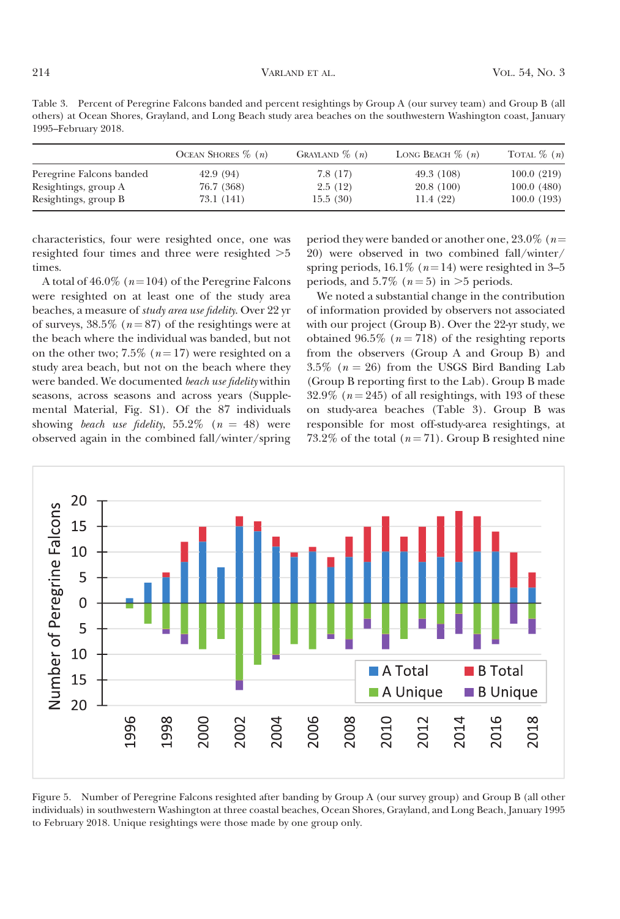Table 3. Percent of Peregrine Falcons banded and percent resightings by Group A (our survey team) and Group B (all others) at Ocean Shores, Grayland, and Long Beach study area beaches on the southwestern Washington coast, January 1995–February 2018.

| | Ocean Shores % ($n$) | Grayland % ($n$) | Long Beach % ($n$) | Total % ($n$) |
|---|---|---|---|---|
| Peregrine Falcons banded | 42.9 (94) | 7.8 (17) | 49.3 (108) | 100.0 (219) |
| Resightings, group A | 76.7 (368) | 2.5 (12) | 20.8 (100) | 100.0 (480) |
| Resightings, group B | 73.1 (141) | 15.5 (30) | 11.4 (22) | 100.0 (193) |

characteristics, four were resighted once, one was resighted four times and three were resighted >5 times.

A total of 46.0% ($n = 104$) of the Peregrine Falcons were resighted on at least one of the study area beaches, a measure of *study area use fidelity*. Over 22 yr of surveys, 38.5% ($n = 87$) of the resightings were at the beach where the individual was banded, but not on the other two; 7.5% ($n = 17$) were resighted on a study area beach, but not on the beach where they were banded. We documented *beach use fidelity* within seasons, across seasons and across years (Supplemental Material, Fig. S1). Of the 87 individuals showing *beach use fidelity*, 55.2% ($n = 48$) were observed again in the combined fall/winter/spring period they were banded or another one, 23.0% ($n = 20$) were observed in two combined fall/winter/spring periods, 16.1% ($n = 14$) were resighted in 3–5 periods, and 5.7% ($n = 5$) in >5 periods.

We noted a substantial change in the contribution of information provided by observers not associated with our project (Group B). Over the 22-yr study, we obtained 96.5% ($n = 718$) of the resighting reports from the observers (Group A and Group B) and 3.5% ($n = 26$) from the USGS Bird Banding Lab (Group B reporting first to the Lab). Group B made 32.9% ($n = 245$) of all resightings, with 193 of these on study-area beaches (Table 3). Group B was responsible for most off-study-area resightings, at 73.2% of the total ($n = 71$). Group B resighted nine

Figure 5. Number of Peregrine Falcons resighted after banding by Group A (our survey group) and Group B (all other individuals) in southwestern Washington at three coastal beaches, Ocean Shores, Grayland, and Long Beach, January 1995 to February 2018. Unique resightings were those made by one group only.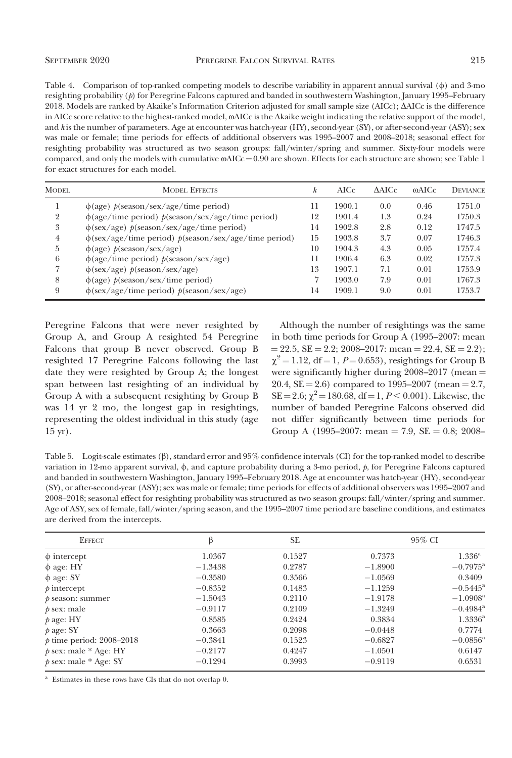Table 4. Comparison of top-ranked competing models to describe variability in apparent annual survival (ϕ) and 3-mo resighting probability (*p*) for Peregrine Falcons captured and banded in southwestern Washington, January 1995–February 2018. Models are ranked by Akaike's Information Criterion adjusted for small sample size (AICc); ΔAICc is the difference in AICc score relative to the highest-ranked model, ωAICc is the Akaike weight indicating the relative support of the model, and *k* is the number of parameters. Age at encounter was hatch-year (HY), second-year (SY), or after-second-year (ASY); sex was male or female; time periods for effects of additional observers was 1995–2007 and 2008–2018; seasonal effect for resighting probability was structured as two season groups: fall/winter/spring and summer. Sixty-four models were compared, and only the models with cumulative ωAICc = 0.90 are shown. Effects for each structure are shown; see Table 1 for exact structures for each model.

| Model | Model Effects | $k$ | AICc | ΔAICc | ωAICc | Deviance |
|---|---|---|---|---|---|---|
| 1 | ϕ(age) *p*(season/sex/age/time period) | 11 | 1900.1 | 0.0 | 0.46 | 1751.0 |
| 2 | ϕ(age/time period) *p*(season/sex/age/time period) | 12 | 1901.4 | 1.3 | 0.24 | 1750.3 |
| 3 | ϕ(sex/age) *p*(season/sex/age/time period) | 14 | 1902.8 | 2.8 | 0.12 | 1747.5 |
| 4 | ϕ(sex/age/time period) *p*(season/sex/age/time period) | 15 | 1903.8 | 3.7 | 0.07 | 1746.3 |
| 5 | ϕ(age) *p*(season/sex/age) | 10 | 1904.3 | 4.3 | 0.05 | 1757.4 |
| 6 | ϕ(age/time period) *p*(season/sex/age) | 11 | 1906.4 | 6.3 | 0.02 | 1757.3 |
| 7 | ϕ(sex/age) *p*(season/sex/age) | 13 | 1907.1 | 7.1 | 0.01 | 1753.9 |
| 8 | ϕ(age) *p*(season/sex/time period) | 7 | 1903.0 | 7.9 | 0.01 | 1767.3 |
| 9 | ϕ(sex/age/time period) *p*(season/sex/age) | 14 | 1909.1 | 9.0 | 0.01 | 1753.7 |

Peregrine Falcons that were never resighted by Group A, and Group A resighted 54 Peregrine Falcons that group B never observed. Group B resighted 17 Peregrine Falcons following the last date they were resighted by Group A; the longest span between last resighting of an individual by Group A with a subsequent resighting by Group B was 14 yr 2 mo, the longest gap in resightings, representing the oldest individual in this study (age 15 yr).

Although the number of resightings was the same in both time periods for Group A (1995–2007: mean = 22.5, SE = 2.2; 2008–2017: mean = 22.4, SE = 2.2); $\chi^2 = 1.12$, df = 1, $P = 0.653$), resightings for Group B were significantly higher during 2008–2017 (mean = 20.4, SE = 2.6) compared to 1995–2007 (mean = 2.7, SE = 2.6; $\chi^2 = 180.68$, df = 1, $P < 0.001$). Likewise, the number of banded Peregrine Falcons observed did not differ significantly between time periods for Group A (1995–2007: mean = 7.9, SE = 0.8; 2008–

Table 5. Logit-scale estimates (β), standard error and 95% confidence intervals (CI) for the top-ranked model to describe variation in 12-mo apparent survival, ϕ, and capture probability during a 3-mo period, *p*, for Peregrine Falcons captured and banded in southwestern Washington, January 1995–February 2018. Age at encounter was hatch-year (HY), second-year (SY), or after-second-year (ASY); sex was male or female; time periods for effects of additional observers was 1995–2007 and 2008–2018; seasonal effect for resighting probability was structured as two season groups: fall/winter/spring and summer. Age of ASY, sex of female, fall/winter/spring season, and the 1995–2007 time period are baseline conditions, and estimates are derived from the intercepts.

| Effect | β | SE | 95% CI | |
|---|---|---|---|---|
| ϕ intercept | 1.0367 | 0.1527 | 0.7373 | 1.336[a] |
| ϕ age: HY | −1.3438 | 0.2787 | −1.8900 | −0.7975[a] |
| ϕ age: SY | −0.3580 | 0.3566 | −1.0569 | 0.3409 |
| *p* intercept | −0.8352 | 0.1483 | −1.1259 | −0.5445[a] |
| *p* season: summer | −1.5043 | 0.2110 | −1.9178 | −1.0908[a] |
| *p* sex: male | −0.9117 | 0.2109 | −1.3249 | −0.4984[a] |
| *p* age: HY | 0.8585 | 0.2424 | 0.3834 | 1.3336[a] |
| *p* age: SY | 0.3663 | 0.2098 | −0.0448 | 0.7774 |
| *p* time period: 2008–2018 | −0.3841 | 0.1523 | −0.6827 | −0.0856[a] |
| *p* sex: male * Age: HY | −0.2177 | 0.4247 | −1.0501 | 0.6147 |
| *p* sex: male * Age: SY | −0.1294 | 0.3993 | −0.9119 | 0.6531 |

[a] Estimates in these rows have CIs that do not overlap 0.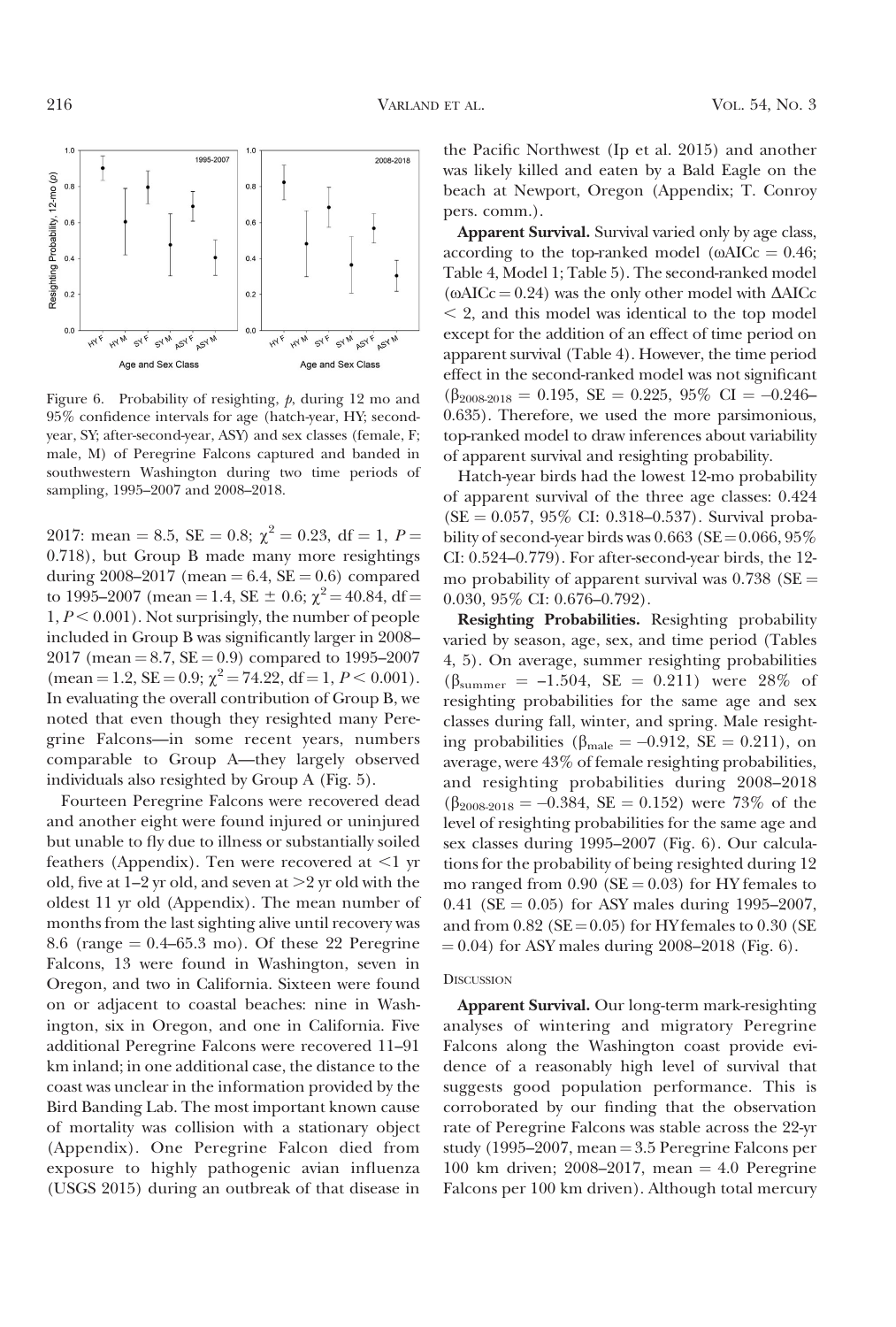Figure 6. Probability of resighting, *p*, during 12 mo and 95% confidence intervals for age (hatch-year, HY; second-year, SY; after-second-year, ASY) and sex classes (female, F; male, M) of Peregrine Falcons captured and banded in southwestern Washington during two time periods of sampling, 1995–2007 and 2008–2018.

2017: mean = 8.5, SE = 0.8; $\chi^2 = 0.23$, df = 1, $P = 0.718$), but Group B made many more resightings during 2008–2017 (mean = 6.4, SE = 0.6) compared to 1995–2007 (mean = 1.4, SE ± 0.6; $\chi^2 = 40.84$, df = 1, $P < 0.001$). Not surprisingly, the number of people included in Group B was significantly larger in 2008–2017 (mean = 8.7, SE = 0.9) compared to 1995–2007 (mean = 1.2, SE = 0.9; $\chi^2 = 74.22$, df = 1, $P < 0.001$). In evaluating the overall contribution of Group B, we noted that even though they resighted many Peregrine Falcons—in some recent years, numbers comparable to Group A—they largely observed individuals also resighted by Group A (Fig. 5).

Fourteen Peregrine Falcons were recovered dead and another eight were found injured or uninjured but unable to fly due to illness or substantially soiled feathers (Appendix). Ten were recovered at <1 yr old, five at 1–2 yr old, and seven at >2 yr old with the oldest 11 yr old (Appendix). The mean number of months from the last sighting alive until recovery was 8.6 (range = 0.4–65.3 mo). Of these 22 Peregrine Falcons, 13 were found in Washington, seven in Oregon, and two in California. Sixteen were found on or adjacent to coastal beaches: nine in Washington, six in Oregon, and one in California. Five additional Peregrine Falcons were recovered 11–91 km inland; in one additional case, the distance to the coast was unclear in the information provided by the Bird Banding Lab. The most important known cause of mortality was collision with a stationary object (Appendix). One Peregrine Falcon died from exposure to highly pathogenic avian influenza (USGS 2015) during an outbreak of that disease in the Pacific Northwest (Ip et al. 2015) and another was likely killed and eaten by a Bald Eagle on the beach at Newport, Oregon (Appendix; T. Conroy pers. comm.).

**Apparent Survival.** Survival varied only by age class, according to the top-ranked model ($\omega AICc = 0.46$; Table 4, Model 1; Table 5). The second-ranked model ($\omega AICc = 0.24$) was the only other model with $\Delta AICc < 2$, and this model was identical to the top model except for the addition of an effect of time period on apparent survival (Table 4). However, the time period effect in the second-ranked model was not significant ($\beta_{2008\text{-}2018} = 0.195$, SE = 0.225, 95% CI = –0.246–0.635). Therefore, we used the more parsimonious, top-ranked model to draw inferences about variability of apparent survival and resighting probability.

Hatch-year birds had the lowest 12-mo probability of apparent survival of the three age classes: 0.424 (SE = 0.057, 95% CI: 0.318–0.537). Survival probability of second-year birds was 0.663 (SE = 0.066, 95% CI: 0.524–0.779). For after-second-year birds, the 12-mo probability of apparent survival was 0.738 (SE = 0.030, 95% CI: 0.676–0.792).

**Resighting Probabilities.** Resighting probability varied by season, age, sex, and time period (Tables 4, 5). On average, summer resighting probabilities ($\beta_{summer} = -1.504$, SE = 0.211) were 28% of resighting probabilities for the same age and sex classes during fall, winter, and spring. Male resighting probabilities ($\beta_{male} = -0.912$, SE = 0.211), on average, were 43% of female resighting probabilities, and resighting probabilities during 2008–2018 ($\beta_{2008\text{-}2018} = -0.384$, SE = 0.152) were 73% of the level of resighting probabilities for the same age and sex classes during 1995–2007 (Fig. 6). Our calculations for the probability of being resighted during 12 mo ranged from 0.90 (SE = 0.03) for HY females to 0.41 (SE = 0.05) for ASY males during 1995–2007, and from 0.82 (SE = 0.05) for HY females to 0.30 (SE = 0.04) for ASY males during 2008–2018 (Fig. 6).

## Discussion

**Apparent Survival.** Our long-term mark-resighting analyses of wintering and migratory Peregrine Falcons along the Washington coast provide evidence of a reasonably high level of survival that suggests good population performance. This is corroborated by our finding that the observation rate of Peregrine Falcons was stable across the 22-yr study (1995–2007, mean = 3.5 Peregrine Falcons per 100 km driven; 2008–2017, mean = 4.0 Peregrine Falcons per 100 km driven). Although total mercury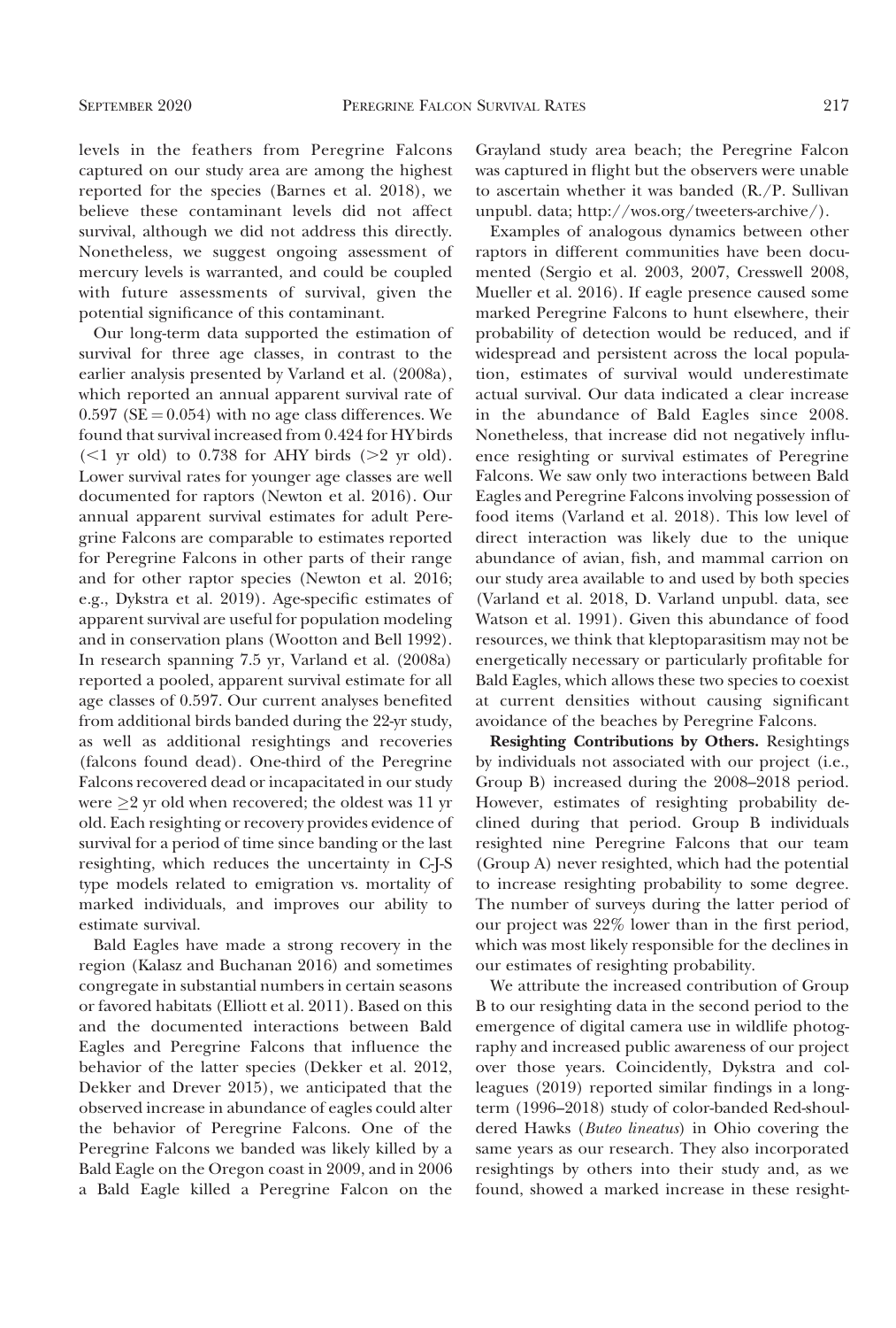levels in the feathers from Peregrine Falcons captured on our study area are among the highest reported for the species (Barnes et al. 2018), we believe these contaminant levels did not affect survival, although we did not address this directly. Nonetheless, we suggest ongoing assessment of mercury levels is warranted, and could be coupled with future assessments of survival, given the potential significance of this contaminant.

Our long-term data supported the estimation of survival for three age classes, in contrast to the earlier analysis presented by Varland et al. (2008a), which reported an annual apparent survival rate of 0.597 (SE = 0.054) with no age class differences. We found that survival increased from 0.424 for HY birds (<1 yr old) to 0.738 for AHY birds (>2 yr old). Lower survival rates for younger age classes are well documented for raptors (Newton et al. 2016). Our annual apparent survival estimates for adult Peregrine Falcons are comparable to estimates reported for Peregrine Falcons in other parts of their range and for other raptor species (Newton et al. 2016; e.g., Dykstra et al. 2019). Age-specific estimates of apparent survival are useful for population modeling and in conservation plans (Wootton and Bell 1992). In research spanning 7.5 yr, Varland et al. (2008a) reported a pooled, apparent survival estimate for all age classes of 0.597. Our current analyses benefited from additional birds banded during the 22-yr study, as well as additional resightings and recoveries (falcons found dead). One-third of the Peregrine Falcons recovered dead or incapacitated in our study were ≥2 yr old when recovered; the oldest was 11 yr old. Each resighting or recovery provides evidence of survival for a period of time since banding or the last resighting, which reduces the uncertainty in C-J-S type models related to emigration vs. mortality of marked individuals, and improves our ability to estimate survival.

Bald Eagles have made a strong recovery in the region (Kalasz and Buchanan 2016) and sometimes congregate in substantial numbers in certain seasons or favored habitats (Elliott et al. 2011). Based on this and the documented interactions between Bald Eagles and Peregrine Falcons that influence the behavior of the latter species (Dekker et al. 2012, Dekker and Drever 2015), we anticipated that the observed increase in abundance of eagles could alter the behavior of Peregrine Falcons. One of the Peregrine Falcons we banded was likely killed by a Bald Eagle on the Oregon coast in 2009, and in 2006 a Bald Eagle killed a Peregrine Falcon on the Grayland study area beach; the Peregrine Falcon was captured in flight but the observers were unable to ascertain whether it was banded (R./P. Sullivan unpubl. data; http://wos.org/tweeters-archive/).

Examples of analogous dynamics between other raptors in different communities have been documented (Sergio et al. 2003, 2007, Cresswell 2008, Mueller et al. 2016). If eagle presence caused some marked Peregrine Falcons to hunt elsewhere, their probability of detection would be reduced, and if widespread and persistent across the local population, estimates of survival would underestimate actual survival. Our data indicated a clear increase in the abundance of Bald Eagles since 2008. Nonetheless, that increase did not negatively influence resighting or survival estimates of Peregrine Falcons. We saw only two interactions between Bald Eagles and Peregrine Falcons involving possession of food items (Varland et al. 2018). This low level of direct interaction was likely due to the unique abundance of avian, fish, and mammal carrion on our study area available to and used by both species (Varland et al. 2018, D. Varland unpubl. data, see Watson et al. 1991). Given this abundance of food resources, we think that kleptoparasitism may not be energetically necessary or particularly profitable for Bald Eagles, which allows these two species to coexist at current densities without causing significant avoidance of the beaches by Peregrine Falcons.

**Resighting Contributions by Others.** Resightings by individuals not associated with our project (i.e., Group B) increased during the 2008–2018 period. However, estimates of resighting probability declined during that period. Group B individuals resighted nine Peregrine Falcons that our team (Group A) never resighted, which had the potential to increase resighting probability to some degree. The number of surveys during the latter period of our project was 22% lower than in the first period, which was most likely responsible for the declines in our estimates of resighting probability.

We attribute the increased contribution of Group B to our resighting data in the second period to the emergence of digital camera use in wildlife photography and increased public awareness of our project over those years. Coincidently, Dykstra and colleagues (2019) reported similar findings in a long-term (1996–2018) study of color-banded Red-shouldered Hawks (*Buteo lineatus*) in Ohio covering the same years as our research. They also incorporated resightings by others into their study and, as we found, showed a marked increase in these resight-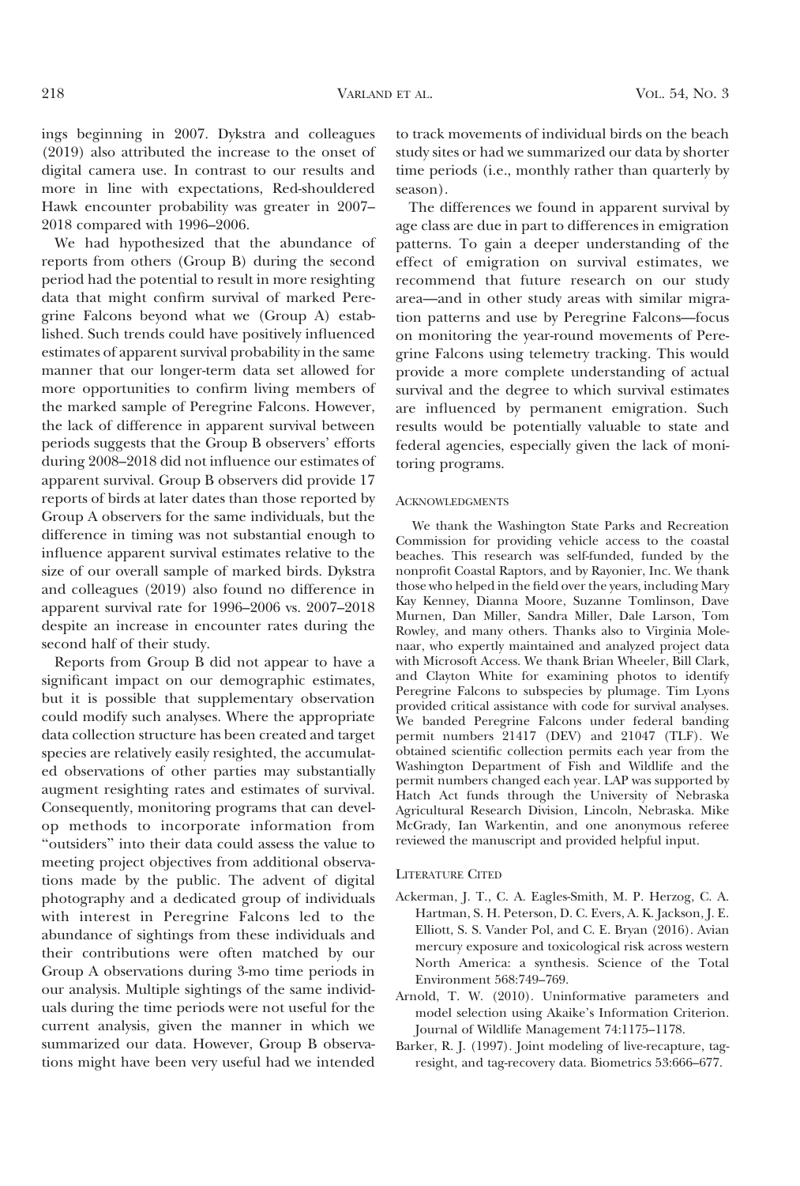ings beginning in 2007. Dykstra and colleagues (2019) also attributed the increase to the onset of digital camera use. In contrast to our results and more in line with expectations, Red-shouldered Hawk encounter probability was greater in 2007–2018 compared with 1996–2006.

We had hypothesized that the abundance of reports from others (Group B) during the second period had the potential to result in more resighting data that might confirm survival of marked Peregrine Falcons beyond what we (Group A) established. Such trends could have positively influenced estimates of apparent survival probability in the same manner that our longer-term data set allowed for more opportunities to confirm living members of the marked sample of Peregrine Falcons. However, the lack of difference in apparent survival between periods suggests that the Group B observers' efforts during 2008–2018 did not influence our estimates of apparent survival. Group B observers did provide 17 reports of birds at later dates than those reported by Group A observers for the same individuals, but the difference in timing was not substantial enough to influence apparent survival estimates relative to the size of our overall sample of marked birds. Dykstra and colleagues (2019) also found no difference in apparent survival rate for 1996–2006 vs. 2007–2018 despite an increase in encounter rates during the second half of their study.

Reports from Group B did not appear to have a significant impact on our demographic estimates, but it is possible that supplementary observation could modify such analyses. Where the appropriate data collection structure has been created and target species are relatively easily resighted, the accumulated observations of other parties may substantially augment resighting rates and estimates of survival. Consequently, monitoring programs that can develop methods to incorporate information from "outsiders" into their data could assess the value to meeting project objectives from additional observations made by the public. The advent of digital photography and a dedicated group of individuals with interest in Peregrine Falcons led to the abundance of sightings from these individuals and their contributions were often matched by our Group A observations during 3-mo time periods in our analysis. Multiple sightings of the same individuals during the time periods were not useful for the current analysis, given the manner in which we summarized our data. However, Group B observations might have been very useful had we intended to track movements of individual birds on the beach study sites or had we summarized our data by shorter time periods (i.e., monthly rather than quarterly by season).

The differences we found in apparent survival by age class are due in part to differences in emigration patterns. To gain a deeper understanding of the effect of emigration on survival estimates, we recommend that future research on our study area—and in other study areas with similar migration patterns and use by Peregrine Falcons—focus on monitoring the year-round movements of Peregrine Falcons using telemetry tracking. This would provide a more complete understanding of actual survival and the degree to which survival estimates are influenced by permanent emigration. Such results would be potentially valuable to state and federal agencies, especially given the lack of monitoring programs.

## Acknowledgments

We thank the Washington State Parks and Recreation Commission for providing vehicle access to the coastal beaches. This research was self-funded, funded by the nonprofit Coastal Raptors, and by Rayonier, Inc. We thank those who helped in the field over the years, including Mary Kay Kenney, Dianna Moore, Suzanne Tomlinson, Dave Murnen, Dan Miller, Sandra Miller, Dale Larson, Tom Rowley, and many others. Thanks also to Virginia Molenaar, who expertly maintained and analyzed project data with Microsoft Access. We thank Brian Wheeler, Bill Clark, and Clayton White for examining photos to identify Peregrine Falcons to subspecies by plumage. Tim Lyons provided critical assistance with code for survival analyses. We banded Peregrine Falcons under federal banding permit numbers 21417 (DEV) and 21047 (TLF). We obtained scientific collection permits each year from the Washington Department of Fish and Wildlife and the permit numbers changed each year. LAP was supported by Hatch Act funds through the University of Nebraska Agricultural Research Division, Lincoln, Nebraska. Mike McGrady, Ian Warkentin, and one anonymous referee reviewed the manuscript and provided helpful input.

## Literature Cited

Ackerman, J. T., C. A. Eagles-Smith, M. P. Herzog, C. A. Hartman, S. H. Peterson, D. C. Evers, A. K. Jackson, J. E. Elliott, S. S. Vander Pol, and C. E. Bryan (2016). Avian mercury exposure and toxicological risk across western North America: a synthesis. Science of the Total Environment 568:749–769.

Arnold, T. W. (2010). Uninformative parameters and model selection using Akaike's Information Criterion. Journal of Wildlife Management 74:1175–1178.

Barker, R. J. (1997). Joint modeling of live-recapture, tag-resight, and tag-recovery data. Biometrics 53:666–677.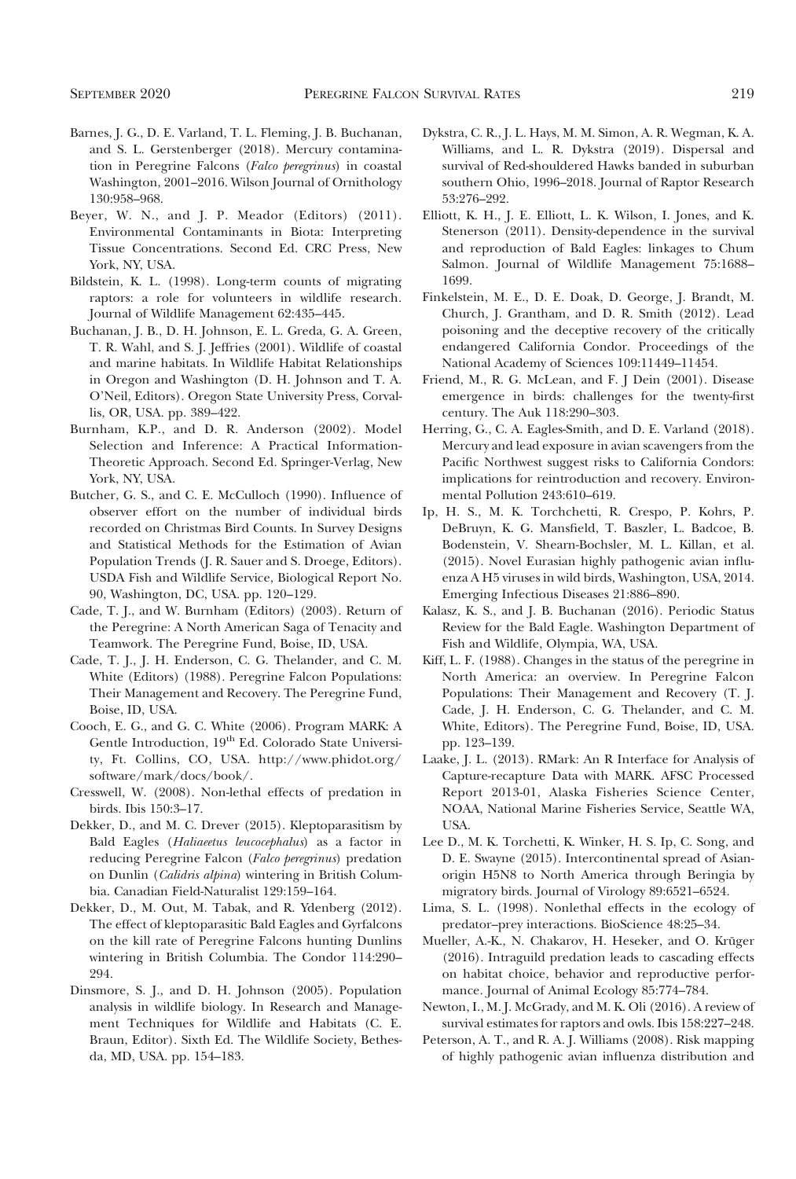Barnes, J. G., D. E. Varland, T. L. Fleming, J. B. Buchanan, and S. L. Gerstenberger (2018). Mercury contamination in Peregrine Falcons (*Falco peregrinus*) in coastal Washington, 2001–2016. Wilson Journal of Ornithology 130:958–968.

Beyer, W. N., and J. P. Meador (Editors) (2011). Environmental Contaminants in Biota: Interpreting Tissue Concentrations. Second Ed. CRC Press, New York, NY, USA.

Bildstein, K. L. (1998). Long-term counts of migrating raptors: a role for volunteers in wildlife research. Journal of Wildlife Management 62:435–445.

Buchanan, J. B., D. H. Johnson, E. L. Greda, G. A. Green, T. R. Wahl, and S. J. Jeffries (2001). Wildlife of coastal and marine habitats. In Wildlife Habitat Relationships in Oregon and Washington (D. H. Johnson and T. A. O'Neil, Editors). Oregon State University Press, Corvallis, OR, USA. pp. 389–422.

Burnham, K.P., and D. R. Anderson (2002). Model Selection and Inference: A Practical Information-Theoretic Approach. Second Ed. Springer-Verlag, New York, NY, USA.

Butcher, G. S., and C. E. McCulloch (1990). Influence of observer effort on the number of individual birds recorded on Christmas Bird Counts. In Survey Designs and Statistical Methods for the Estimation of Avian Population Trends (J. R. Sauer and S. Droege, Editors). USDA Fish and Wildlife Service, Biological Report No. 90, Washington, DC, USA. pp. 120–129.

Cade, T. J., and W. Burnham (Editors) (2003). Return of the Peregrine: A North American Saga of Tenacity and Teamwork. The Peregrine Fund, Boise, ID, USA.

Cade, T. J., J. H. Enderson, C. G. Thelander, and C. M. White (Editors) (1988). Peregrine Falcon Populations: Their Management and Recovery. The Peregrine Fund, Boise, ID, USA.

Cooch, E. G., and G. C. White (2006). Program MARK: A Gentle Introduction, 19th Ed. Colorado State University, Ft. Collins, CO, USA. http://www.phidot.org/software/mark/docs/book/.

Cresswell, W. (2008). Non-lethal effects of predation in birds. Ibis 150:3–17.

Dekker, D., and M. C. Drever (2015). Kleptoparasitism by Bald Eagles (*Haliaeetus leucocephalus*) as a factor in reducing Peregrine Falcon (*Falco peregrinus*) predation on Dunlin (*Calidris alpina*) wintering in British Columbia. Canadian Field-Naturalist 129:159–164.

Dekker, D., M. Out, M. Tabak, and R. Ydenberg (2012). The effect of kleptoparasitic Bald Eagles and Gyrfalcons on the kill rate of Peregrine Falcons hunting Dunlins wintering in British Columbia. The Condor 114:290–294.

Dinsmore, S. J., and D. H. Johnson (2005). Population analysis in wildlife biology. In Research and Management Techniques for Wildlife and Habitats (C. E. Braun, Editor). Sixth Ed. The Wildlife Society, Bethesda, MD, USA. pp. 154–183.

Dykstra, C. R., J. L. Hays, M. M. Simon, A. R. Wegman, K. A. Williams, and L. R. Dykstra (2019). Dispersal and survival of Red-shouldered Hawks banded in suburban southern Ohio, 1996–2018. Journal of Raptor Research 53:276–292.

Elliott, K. H., J. E. Elliott, L. K. Wilson, I. Jones, and K. Stenerson (2011). Density-dependence in the survival and reproduction of Bald Eagles: linkages to Chum Salmon. Journal of Wildlife Management 75:1688–1699.

Finkelstein, M. E., D. E. Doak, D. George, J. Brandt, M. Church, J. Grantham, and D. R. Smith (2012). Lead poisoning and the deceptive recovery of the critically endangered California Condor. Proceedings of the National Academy of Sciences 109:11449–11454.

Friend, M., R. G. McLean, and F. J Dein (2001). Disease emergence in birds: challenges for the twenty-first century. The Auk 118:290–303.

Herring, G., C. A. Eagles-Smith, and D. E. Varland (2018). Mercury and lead exposure in avian scavengers from the Pacific Northwest suggest risks to California Condors: implications for reintroduction and recovery. Environmental Pollution 243:610–619.

Ip, H. S., M. K. Torchchetti, R. Crespo, P. Kohrs, P. DeBruyn, K. G. Mansfield, T. Baszler, L. Badcoe, B. Bodenstein, V. Shearn-Bochsler, M. L. Killan, et al. (2015). Novel Eurasian highly pathogenic avian influenza A H5 viruses in wild birds, Washington, USA, 2014. Emerging Infectious Diseases 21:886–890.

Kalasz, K. S., and J. B. Buchanan (2016). Periodic Status Review for the Bald Eagle. Washington Department of Fish and Wildlife, Olympia, WA, USA.

Kiff, L. F. (1988). Changes in the status of the peregrine in North America: an overview. In Peregrine Falcon Populations: Their Management and Recovery (T. J. Cade, J. H. Enderson, C. G. Thelander, and C. M. White, Editors). The Peregrine Fund, Boise, ID, USA. pp. 123–139.

Laake, J. L. (2013). RMark: An R Interface for Analysis of Capture-recapture Data with MARK. AFSC Processed Report 2013-01, Alaska Fisheries Science Center, NOAA, National Marine Fisheries Service, Seattle WA, USA.

Lee D., M. K. Torchetti, K. Winker, H. S. Ip, C. Song, and D. E. Swayne (2015). Intercontinental spread of Asian-origin H5N8 to North America through Beringia by migratory birds. Journal of Virology 89:6521–6524.

Lima, S. L. (1998). Nonlethal effects in the ecology of predator–prey interactions. BioScience 48:25–34.

Mueller, A.-K., N. Chakarov, H. Heseker, and O. Krüger (2016). Intraguild predation leads to cascading effects on habitat choice, behavior and reproductive performance. Journal of Animal Ecology 85:774–784.

Newton, I., M. J. McGrady, and M. K. Oli (2016). A review of survival estimates for raptors and owls. Ibis 158:227–248.

Peterson, A. T., and R. A. J. Williams (2008). Risk mapping of highly pathogenic avian influenza distribution and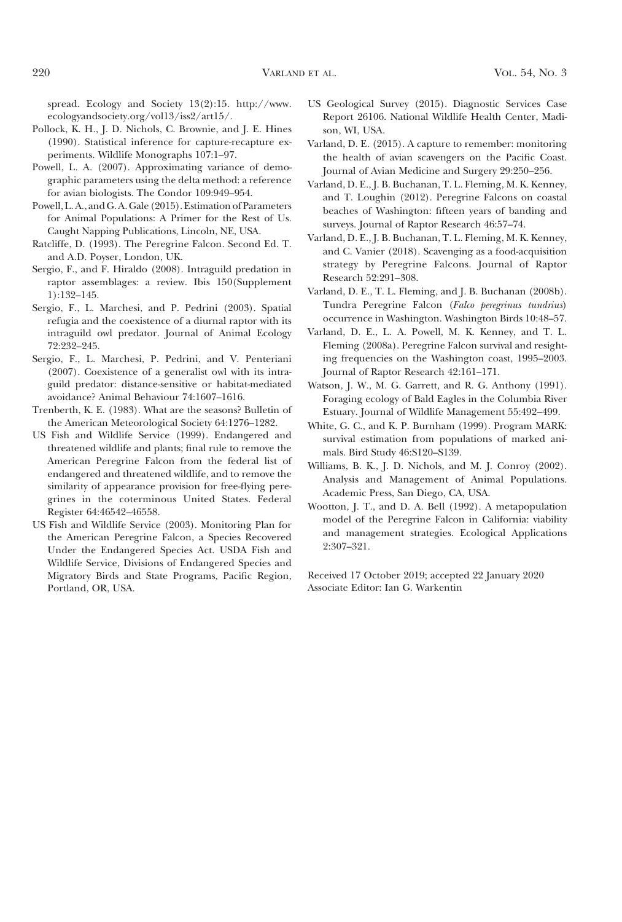spread. Ecology and Society 13(2):15. http://www.ecologyandsociety.org/vol13/iss2/art15/.

Pollock, K. H., J. D. Nichols, C. Brownie, and J. E. Hines (1990). Statistical inference for capture-recapture experiments. Wildlife Monographs 107:1–97.

Powell, L. A. (2007). Approximating variance of demographic parameters using the delta method: a reference for avian biologists. The Condor 109:949–954.

Powell, L. A., and G. A. Gale (2015). Estimation of Parameters for Animal Populations: A Primer for the Rest of Us. Caught Napping Publications, Lincoln, NE, USA.

Ratcliffe, D. (1993). The Peregrine Falcon. Second Ed. T. and A.D. Poyser, London, UK.

Sergio, F., and F. Hiraldo (2008). Intraguild predation in raptor assemblages: a review. Ibis 150(Supplement 1):132–145.

Sergio, F., L. Marchesi, and P. Pedrini (2003). Spatial refugia and the coexistence of a diurnal raptor with its intraguild owl predator. Journal of Animal Ecology 72:232–245.

Sergio, F., L. Marchesi, P. Pedrini, and V. Penteriani (2007). Coexistence of a generalist owl with its intraguild predator: distance-sensitive or habitat-mediated avoidance? Animal Behaviour 74:1607–1616.

Trenberth, K. E. (1983). What are the seasons? Bulletin of the American Meteorological Society 64:1276–1282.

US Fish and Wildlife Service (1999). Endangered and threatened wildlife and plants; final rule to remove the American Peregrine Falcon from the federal list of endangered and threatened wildlife, and to remove the similarity of appearance provision for free-flying peregrines in the coterminous United States. Federal Register 64:46542–46558.

US Fish and Wildlife Service (2003). Monitoring Plan for the American Peregrine Falcon, a Species Recovered Under the Endangered Species Act. USDA Fish and Wildlife Service, Divisions of Endangered Species and Migratory Birds and State Programs, Pacific Region, Portland, OR, USA.

US Geological Survey (2015). Diagnostic Services Case Report 26106. National Wildlife Health Center, Madison, WI, USA.

Varland, D. E. (2015). A capture to remember: monitoring the health of avian scavengers on the Pacific Coast. Journal of Avian Medicine and Surgery 29:250–256.

Varland, D. E., J. B. Buchanan, T. L. Fleming, M. K. Kenney, and T. Loughin (2012). Peregrine Falcons on coastal beaches of Washington: fifteen years of banding and surveys. Journal of Raptor Research 46:57–74.

Varland, D. E., J. B. Buchanan, T. L. Fleming, M. K. Kenney, and C. Vanier (2018). Scavenging as a food-acquisition strategy by Peregrine Falcons. Journal of Raptor Research 52:291–308.

Varland, D. E., T. L. Fleming, and J. B. Buchanan (2008b). Tundra Peregrine Falcon (*Falco peregrinus tundrius*) occurrence in Washington. Washington Birds 10:48–57.

Varland, D. E., L. A. Powell, M. K. Kenney, and T. L. Fleming (2008a). Peregrine Falcon survival and resighting frequencies on the Washington coast, 1995–2003. Journal of Raptor Research 42:161–171.

Watson, J. W., M. G. Garrett, and R. G. Anthony (1991). Foraging ecology of Bald Eagles in the Columbia River Estuary. Journal of Wildlife Management 55:492–499.

White, G. C., and K. P. Burnham (1999). Program MARK: survival estimation from populations of marked animals. Bird Study 46:S120–S139.

Williams, B. K., J. D. Nichols, and M. J. Conroy (2002). Analysis and Management of Animal Populations. Academic Press, San Diego, CA, USA.

Wootton, J. T., and D. A. Bell (1992). A metapopulation model of the Peregrine Falcon in California: viability and management strategies. Ecological Applications 2:307–321.

Received 17 October 2019; accepted 22 January 2020
Associate Editor: Ian G. Warkentin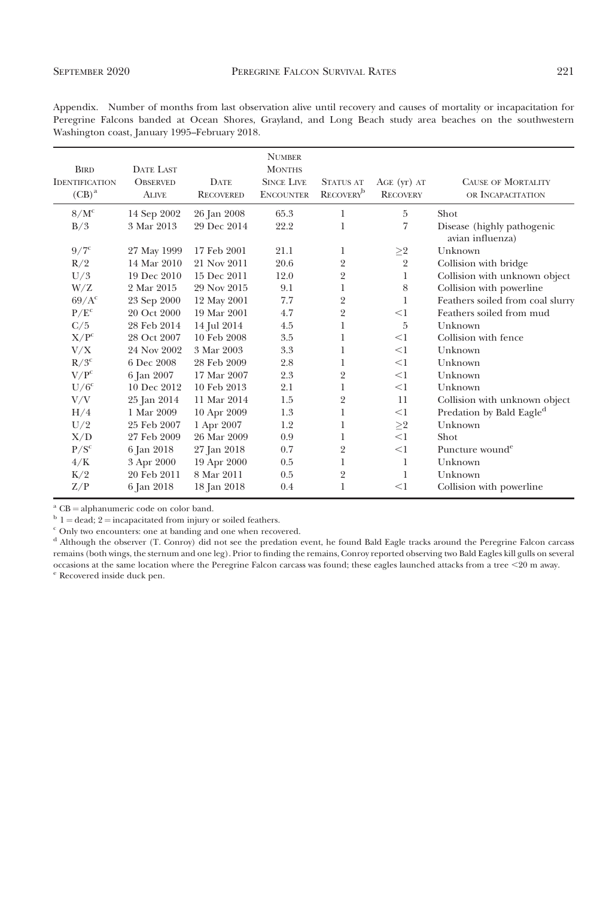Appendix. Number of months from last observation alive until recovery and causes of mortality or incapacitation for Peregrine Falcons banded at Ocean Shores, Grayland, and Long Beach study area beaches on the southwestern Washington coast, January 1995–February 2018.

| Bird Identification (CB)[a] | Date Last Observed Alive | Date Recovered | Number Months Since Live Encounter | Status at Recovery[b] | Age (yr) at Recovery | Cause of Mortality or Incapacitation |
|---|---|---|---|---|---|---|
| 8/M[c] | 14 Sep 2002 | 26 Jan 2008 | 65.3 | 1 | 5 | Shot |
| B/3 | 3 Mar 2013 | 29 Dec 2014 | 22.2 | 1 | 7 | Disease (highly pathogenic avian influenza) |
| 9/7[c] | 27 May 1999 | 17 Feb 2001 | 21.1 | 1 | ≥2 | Unknown |
| R/2 | 14 Mar 2010 | 21 Nov 2011 | 20.6 | 2 | 2 | Collision with bridge |
| U/3 | 19 Dec 2010 | 15 Dec 2011 | 12.0 | 2 | 1 | Collision with unknown object |
| W/Z | 2 Mar 2015 | 29 Nov 2015 | 9.1 | 1 | 8 | Collision with powerline |
| 69/A[c] | 23 Sep 2000 | 12 May 2001 | 7.7 | 2 | 1 | Feathers soiled from coal slurry |
| P/E[c] | 20 Oct 2000 | 19 Mar 2001 | 4.7 | 2 | <1 | Feathers soiled from mud |
| C/5 | 28 Feb 2014 | 14 Jul 2014 | 4.5 | 1 | 5 | Unknown |
| X/P[c] | 28 Oct 2007 | 10 Feb 2008 | 3.5 | 1 | <1 | Collision with fence |
| V/X | 24 Nov 2002 | 3 Mar 2003 | 3.3 | 1 | <1 | Unknown |
| R/3[c] | 6 Dec 2008 | 28 Feb 2009 | 2.8 | 1 | <1 | Unknown |
| V/P[c] | 6 Jan 2007 | 17 Mar 2007 | 2.3 | 2 | <1 | Unknown |
| U/6[c] | 10 Dec 2012 | 10 Feb 2013 | 2.1 | 1 | <1 | Unknown |
| V/V | 25 Jan 2014 | 11 Mar 2014 | 1.5 | 2 | 11 | Collision with unknown object |
| H/4 | 1 Mar 2009 | 10 Apr 2009 | 1.3 | 1 | <1 | Predation by Bald Eagle[d] |
| U/2 | 25 Feb 2007 | 1 Apr 2007 | 1.2 | 1 | ≥2 | Unknown |
| X/D | 27 Feb 2009 | 26 Mar 2009 | 0.9 | 1 | <1 | Shot |
| P/S[c] | 6 Jan 2018 | 27 Jan 2018 | 0.7 | 2 | <1 | Puncture wound[e] |
| 4/K | 3 Apr 2000 | 19 Apr 2000 | 0.5 | 1 | 1 | Unknown |
| K/2 | 20 Feb 2011 | 8 Mar 2011 | 0.5 | 2 | 1 | Unknown |
| Z/P | 6 Jan 2018 | 18 Jan 2018 | 0.4 | 1 | <1 | Collision with powerline |

[a] CB = alphanumeric code on color band.

[b] 1 = dead; 2 = incapacitated from injury or soiled feathers.

[c] Only two encounters: one at banding and one when recovered.

[d] Although the observer (T. Conroy) did not see the predation event, he found Bald Eagle tracks around the Peregrine Falcon carcass remains (both wings, the sternum and one leg). Prior to finding the remains, Conroy reported observing two Bald Eagles kill gulls on several occasions at the same location where the Peregrine Falcon carcass was found; these eagles launched attacks from a tree <20 m away.

[e] Recovered inside duck pen.